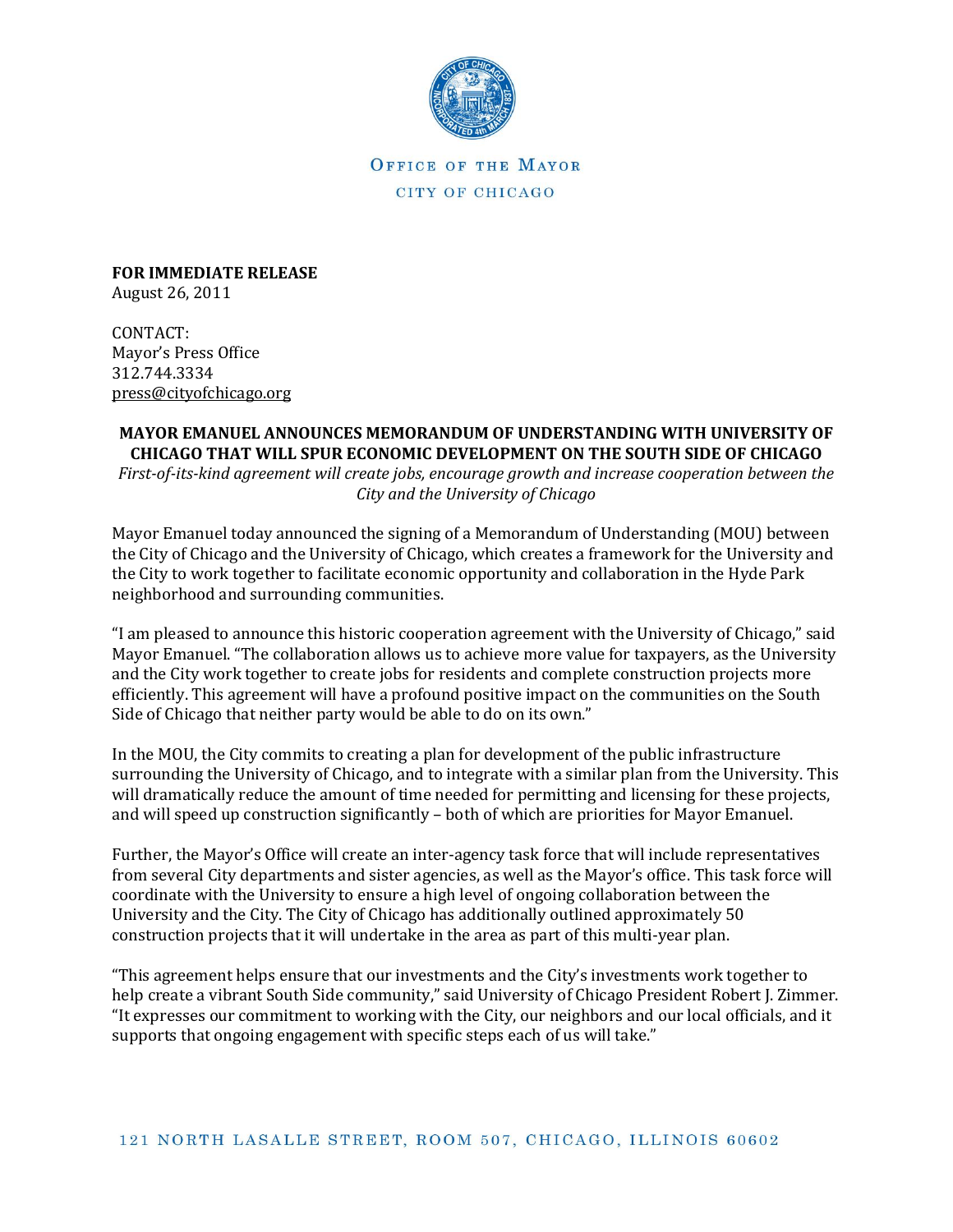OFFICE OF THE MAYOR
CITY OF CHICAGO

**FOR IMMEDIATE RELEASE**
August 26, 2011

CONTACT:
Mayor's Press Office
312.744.3334
press@cityofchicago.org

**MAYOR EMANUEL ANNOUNCES MEMORANDUM OF UNDERSTANDING WITH UNIVERSITY OF CHICAGO THAT WILL SPUR ECONOMIC DEVELOPMENT ON THE SOUTH SIDE OF CHICAGO**

*First-of-its-kind agreement will create jobs, encourage growth and increase cooperation between the City and the University of Chicago*

Mayor Emanuel today announced the signing of a Memorandum of Understanding (MOU) between the City of Chicago and the University of Chicago, which creates a framework for the University and the City to work together to facilitate economic opportunity and collaboration in the Hyde Park neighborhood and surrounding communities.

"I am pleased to announce this historic cooperation agreement with the University of Chicago," said Mayor Emanuel. "The collaboration allows us to achieve more value for taxpayers, as the University and the City work together to create jobs for residents and complete construction projects more efficiently. This agreement will have a profound positive impact on the communities on the South Side of Chicago that neither party would be able to do on its own."

In the MOU, the City commits to creating a plan for development of the public infrastructure surrounding the University of Chicago, and to integrate with a similar plan from the University. This will dramatically reduce the amount of time needed for permitting and licensing for these projects, and will speed up construction significantly – both of which are priorities for Mayor Emanuel.

Further, the Mayor's Office will create an inter-agency task force that will include representatives from several City departments and sister agencies, as well as the Mayor's office. This task force will coordinate with the University to ensure a high level of ongoing collaboration between the University and the City. The City of Chicago has additionally outlined approximately 50 construction projects that it will undertake in the area as part of this multi-year plan.

"This agreement helps ensure that our investments and the City's investments work together to help create a vibrant South Side community," said University of Chicago President Robert J. Zimmer. "It expresses our commitment to working with the City, our neighbors and our local officials, and it supports that ongoing engagement with specific steps each of us will take."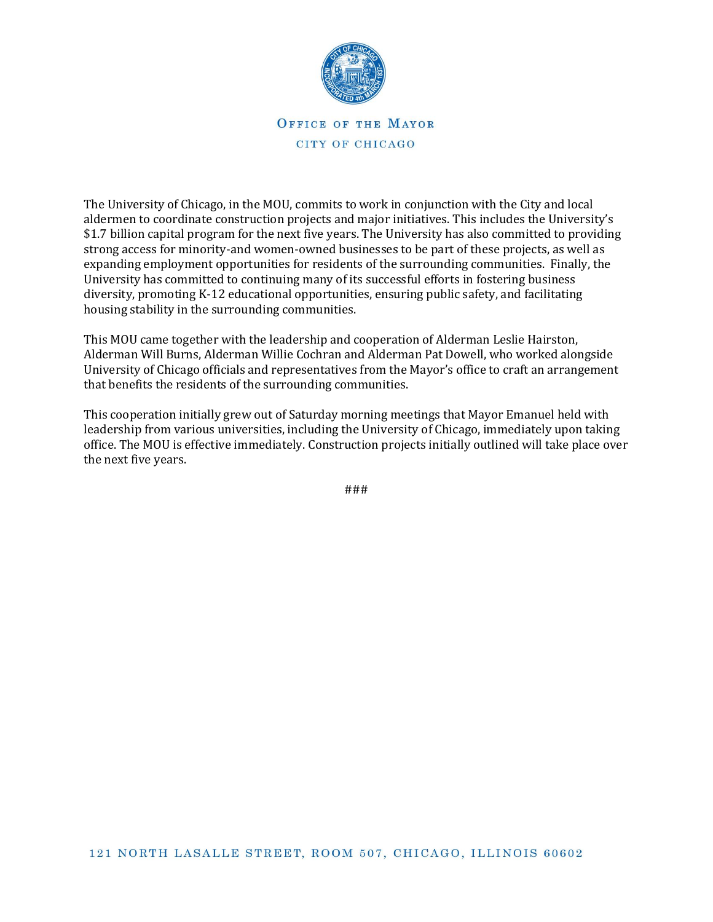The University of Chicago, in the MOU, commits to work in conjunction with the City and local aldermen to coordinate construction projects and major initiatives. This includes the University's $1.7 billion capital program for the next five years. The University has also committed to providing strong access for minority-and women-owned businesses to be part of these projects, as well as expanding employment opportunities for residents of the surrounding communities. Finally, the University has committed to continuing many of its successful efforts in fostering business diversity, promoting K-12 educational opportunities, ensuring public safety, and facilitating housing stability in the surrounding communities.

This MOU came together with the leadership and cooperation of Alderman Leslie Hairston, Alderman Will Burns, Alderman Willie Cochran and Alderman Pat Dowell, who worked alongside University of Chicago officials and representatives from the Mayor's office to craft an arrangement that benefits the residents of the surrounding communities.

This cooperation initially grew out of Saturday morning meetings that Mayor Emanuel held with leadership from various universities, including the University of Chicago, immediately upon taking office. The MOU is effective immediately. Construction projects initially outlined will take place over the next five years.

###